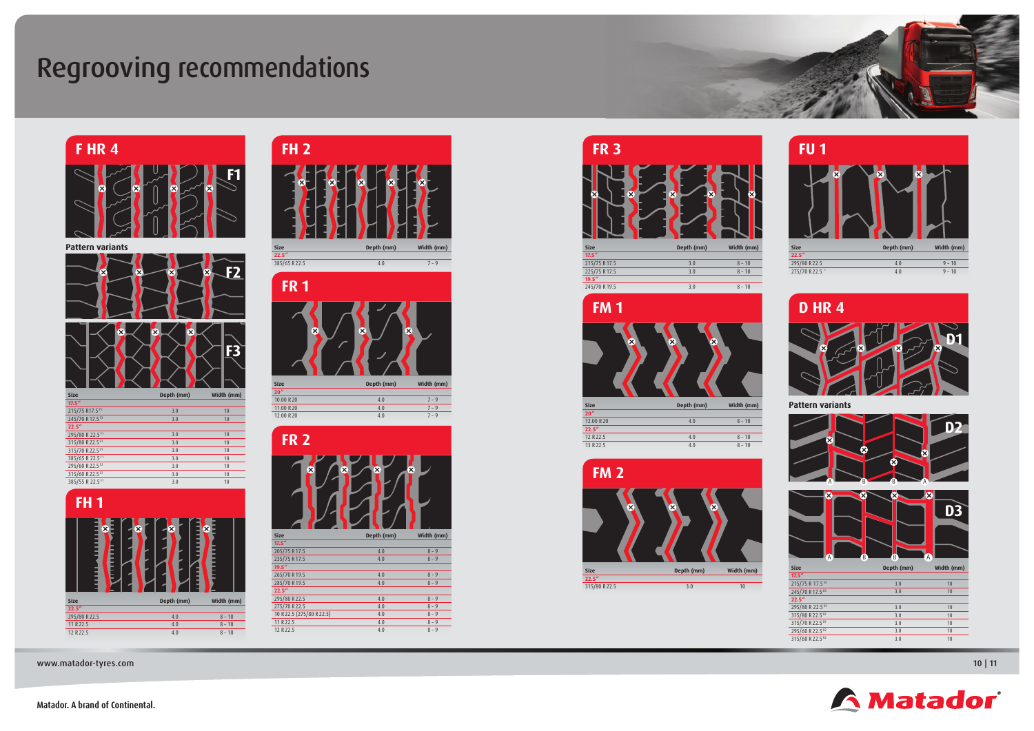# Regrooving recommendations

## F HR 4

F1

Pattern variants

F2

F3

| Size | Depth (mm) | Width (mm) |
|---|---|---|
| **17.5"** | | |
| 215/75 R17.5 F1 | 3.0 | 10 |
| 245/70 R 17.5 F1 | 3.0 | 10 |
| **22.5"** | | |
| 295/80 R 22.5 F1 | 3.0 | 10 |
| 315/80 R 22.5 F1 | 3.0 | 10 |
| 315/70 R 22.5 F1 | 3.0 | 10 |
| 385/65 R 22.5 F1 | 3.0 | 10 |
| 295/60 R 22.5 F2 | 3.0 | 10 |
| 315/60 R 22.5 F2 | 3.0 | 10 |
| 385/55 R 22.5 F3 | 3.0 | 10 |

## FH 1

| Size | Depth (mm) | Width (mm) |
|---|---|---|
| **22.5"** | | |
| 295/80 R 22.5 | 4.0 | 8 – 10 |
| 11 R 22.5 | 4.0 | 8 – 10 |
| 12 R 22.5 | 4.0 | 8 – 10 |

## FH 2

| Size | Depth (mm) | Width (mm) |
|---|---|---|
| **22.5"** | | |
| 385/65 R 22.5 | 4.0 | 7 – 9 |

## FR 1

| Size | Depth (mm) | Width (mm) |
|---|---|---|
| **20"** | | |
| 10.00 R 20 | 4.0 | 7 – 9 |
| 11.00 R 20 | 4.0 | 7 – 9 |
| 12.00 R 20 | 4.0 | 7 – 9 |

## FR 2

| Size | Depth (mm) | Width (mm) |
|---|---|---|
| **17.5"** | | |
| 205/75 R 17.5 | 4.0 | 8 – 9 |
| 235/75 R 17.5 | 4.0 | 8 – 9 |
| **19.5"** | | |
| 265/70 R 19.5 | 4.0 | 8 – 9 |
| 285/70 R 19.5 | 4.0 | 8 – 9 |
| **22.5"** | | |
| 295/80 R 22.5 | 4.0 | 8 – 9 |
| 275/70 R 22.5 | 4.0 | 8 – 9 |
| 10 R 22.5 (275/80 R 22.5) | 4.0 | 8 – 9 |
| 11 R 22.5 | 4.0 | 8 – 9 |
| 12 R 22.5 | 4.0 | 8 – 9 |

## FR 3

| Size | Depth (mm) | Width (mm) |
|---|---|---|
| **17.5"** | | |
| 215/75 R 17.5 | 3.0 | 8 – 10 |
| 225/75 R 17.5 | 3.0 | 8 – 10 |
| **19.5"** | | |
| 245/70 R 19.5 | 3.0 | 8 – 10 |

## FM 1

| Size | Depth (mm) | Width (mm) |
|---|---|---|
| **20"** | | |
| 12.00 R 20 | 4.0 | 8 – 10 |
| **22.5"** | | |
| 12 R 22.5 | 4.0 | 8 – 10 |
| 13 R 22.5 | 4.0 | 8 – 10 |

## FM 2

| Size | Depth (mm) | Width (mm) |
|---|---|---|
| **22.5"** | | |
| 315/80 R 22.5 | 3.0 | 10 |

## FU 1

| Size | Depth (mm) | Width (mm) |
|---|---|---|
| **22.5"** | | |
| 295/80 R 22.5 | 4.0 | 9 – 10 |
| 275/70 R 22.5 | 4.0 | 9 – 10 |

## D HR 4

D1

Pattern variants

D2

D3

| Size | Depth (mm) | Width (mm) |
|---|---|---|
| **17.5"** | | |
| 215/75 R 17.5 D1 | 3.0 | 10 |
| 245/70 R 17.5 D1 | 3.0 | 10 |
| **22.5"** | | |
| 295/80 R 22.5 D1 | 3.0 | 10 |
| 315/80 R 22.5 D1 | 3.0 | 10 |
| 315/70 R 22.5 D1 | 3.0 | 10 |
| 295/60 R 22.5 D2 | 3.0 | 10 |
| 315/60 R 22.5 D3 | 3.0 | 10 |

www.matador-tyres.com

Matador. A brand of Continental.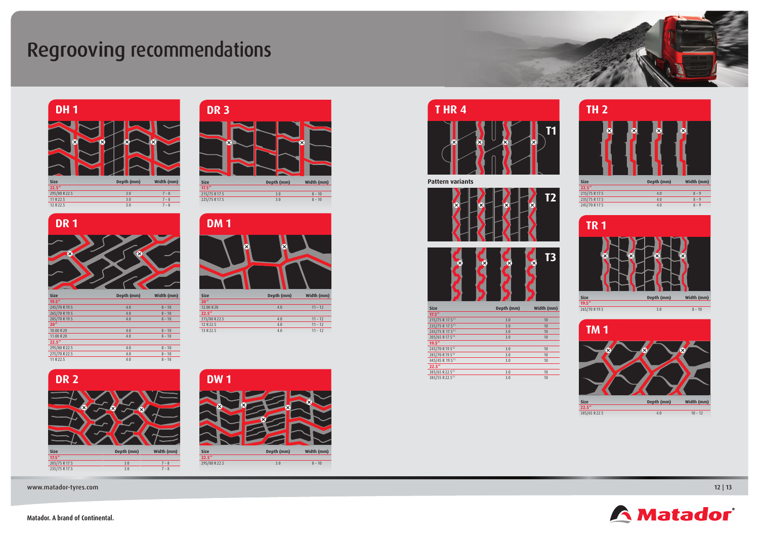# Regrooving recommendations

## DH 1

| Size | Depth (mm) | Width (mm) |
|---|---|---|
| **22.5"** | | |
| 295/80 R22.5 | 3.0 | 7 – 8 |
| 11 R22.5 | 3.0 | 7 – 8 |
| 12 R22.5 | 3.0 | 7 – 8 |

## DR 1

| Size | Depth (mm) | Width (mm) |
|---|---|---|
| **19.5"** | | |
| 245/70 R19.5 | 4.0 | 8 – 10 |
| 265/70 R19.5 | 4.0 | 8 – 10 |
| 285/70 R19.5 | 4.0 | 8 – 10 |
| **20"** | | |
| 10.00 R20 | 4.0 | 8 – 10 |
| 11.00 R20 | 4.0 | 8 – 10 |
| **22.5"** | | |
| 295/80 R22.5 | 4.0 | 8 – 10 |
| 275/70 R22.5 | 4.0 | 8 – 10 |
| 11 R22.5 | 4.0 | 8 – 10 |

## DR 2

| Size | Depth (mm) | Width (mm) |
|---|---|---|
| **17.5"** | | |
| 205/75 R17.5 | 3.0 | 7 – 8 |
| 235/75 R17.5 | 3.0 | 7 – 8 |

## DR 3

| Size | Depth (mm) | Width (mm) |
|---|---|---|
| **17.5"** | | |
| 215/75 R17.5 | 3.0 | 8 – 10 |
| 225/75 R17.5 | 3.0 | 8 – 10 |

## DM 1

| Size | Depth (mm) | Width (mm) |
|---|---|---|
| **20"** | | |
| 12.00 R20 | 4.0 | 11 – 12 |
| **22.5"** | | |
| 315/80 R22.5 | 4.0 | 11 – 12 |
| 12 R22.5 | 4.0 | 11 – 12 |
| 13 R22.5 | 4.0 | 11 – 12 |

## DW 1

| Size | Depth (mm) | Width (mm) |
|---|---|---|
| **22.5"** | | |
| 295/80 R22.5 | 3.0 | 8 – 10 |

## T HR 4

T1

Pattern variants

T2

T3

| Size | Depth (mm) | Width (mm) |
|---|---|---|
| **17.5"** | | |
| 215/75 R 17.5[T1] | 3.0 | 10 |
| 235/75 R 17.5[T1] | 3.0 | 10 |
| 245/75 R 17.5[T1] | 3.0 | 10 |
| 205/65 R 17.5[T1] | 3.0 | 10 |
| **19.5"** | | |
| 245/70 R 19.5[T2] | 3.0 | 10 |
| 285/70 R 19.5[T2] | 3.0 | 10 |
| 445/45 R 19.5[T1] | 3.0 | 10 |
| **22.5"** | | |
| 385/65 R 22.5[T1] | 3.0 | 10 |
| 385/55 R 22.5[T1] | 3.0 | 10 |

## TH 2

| Size | Depth (mm) | Width (mm) |
|---|---|---|
| **22.5"** | | |
| 215/75 R 17.5 | 4.0 | 8 – 9 |
| 235/75 R 17.5 | 4.0 | 8 – 9 |
| 245/70 R 17.5 | 4.0 | 8 – 9 |

## TR 1

| Size | Depth (mm) | Width (mm) |
|---|---|---|
| **19.5"** | | |
| 265/70 R 19.5 | 3.0 | 8 – 10 |

## TM 1

| Size | Depth (mm) | Width (mm) |
|---|---|---|
| **22.5"** | | |
| 385/65 R 22.5 | 4.0 | 10 – 12 |

www.matador-tyres.com

Matador. A brand of Continental.